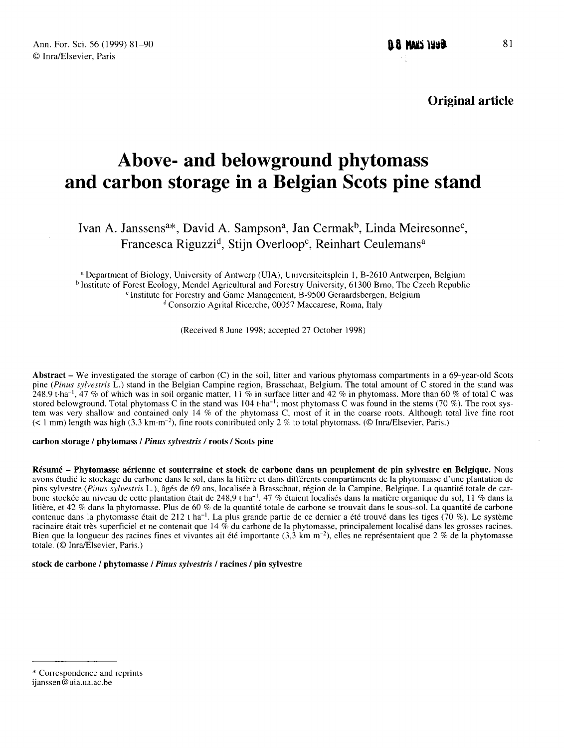Original article

# Above- and belowground phytomass and carbon storage in a Belgian Scots pine stand

Ivan A. Janssens[a*], David A. Sampson[a], Jan Cermak[b], Linda Meiresonne[c], Francesca Riguzzi[d], Stijn Overloop[c], Reinhart Ceulemans[a]

[a] Department of Biology, University of Antwerp (UIA), Universiteitsplein 1, B-2610 Antwerpen, Belgium
[b] Institute of Forest Ecology, Mendel Agricultural and Forestry University, 61300 Brno, The Czech Republic
[c] Institute for Forestry and Game Management, B-9500 Geraardsbergen, Belgium
[d] Consorzio Agrital Ricerche, 00057 Maccarese, Roma, Italy

(Received 8 June 1998; accepted 27 October 1998)

**Abstract** – We investigated the storage of carbon (C) in the soil, litter and various phytomass compartments in a 69-year-old Scots pine (*Pinus sylvestris* L.) stand in the Belgian Campine region, Brasschaat, Belgium. The total amount of C stored in the stand was 248.9 t·ha$^{-1}$, 47 % of which was in soil organic matter, 11 % in surface litter and 42 % in phytomass. More than 60 % of total C was stored belowground. Total phytomass C in the stand was 104 t·ha$^{-1}$; most phytomass C was found in the stems (70 %). The root system was very shallow and contained only 14 % of the phytomass C, most of it in the coarse roots. Although total live fine root (< 1 mm) length was high (3.3 km·m$^{-2}$), fine roots contributed only 2 % to total phytomass. (© Inra/Elsevier, Paris.)

**carbon storage / phytomass / *Pinus sylvestris* / roots / Scots pine**

**Résumé – Phytomasse aérienne et souterraine et stock de carbone dans un peuplement de pin sylvestre en Belgique.** Nous avons étudié le stockage du carbone dans le sol, dans la litière et dans différents compartiments de la phytomasse d'une plantation de pins sylvestre (*Pinus sylvestris* L.), âgés de 69 ans, localisée à Brasschaat, région de la Campine, Belgique. La quantité totale de carbone stockée au niveau de cette plantation était de 248,9 t ha$^{-1}$. 47 % étaient localisés dans la matière organique du sol, 11 % dans la litière, et 42 % dans la phytomasse. Plus de 60 % de la quantité totale de carbone se trouvait dans le sous-sol. La quantité de carbone contenue dans la phytomasse était de 212 t ha$^{-1}$. La plus grande partie de ce dernier a été trouvé dans les tiges (70 %). Le système racinaire était très superficiel et ne contenait que 14 % du carbone de la phytomasse, principalement localisé dans les grosses racines. Bien que la longueur des racines fines et vivantes ait été importante (3,3 km m$^{-2}$), elles ne représentaient que 2 % de la phytomasse totale. (© Inra/Elsevier, Paris.)

**stock de carbone / phytomasse / *Pinus sylvestris* / racines / pin sylvestre**

* Correspondence and reprints
ijanssen@uia.ua.ac.be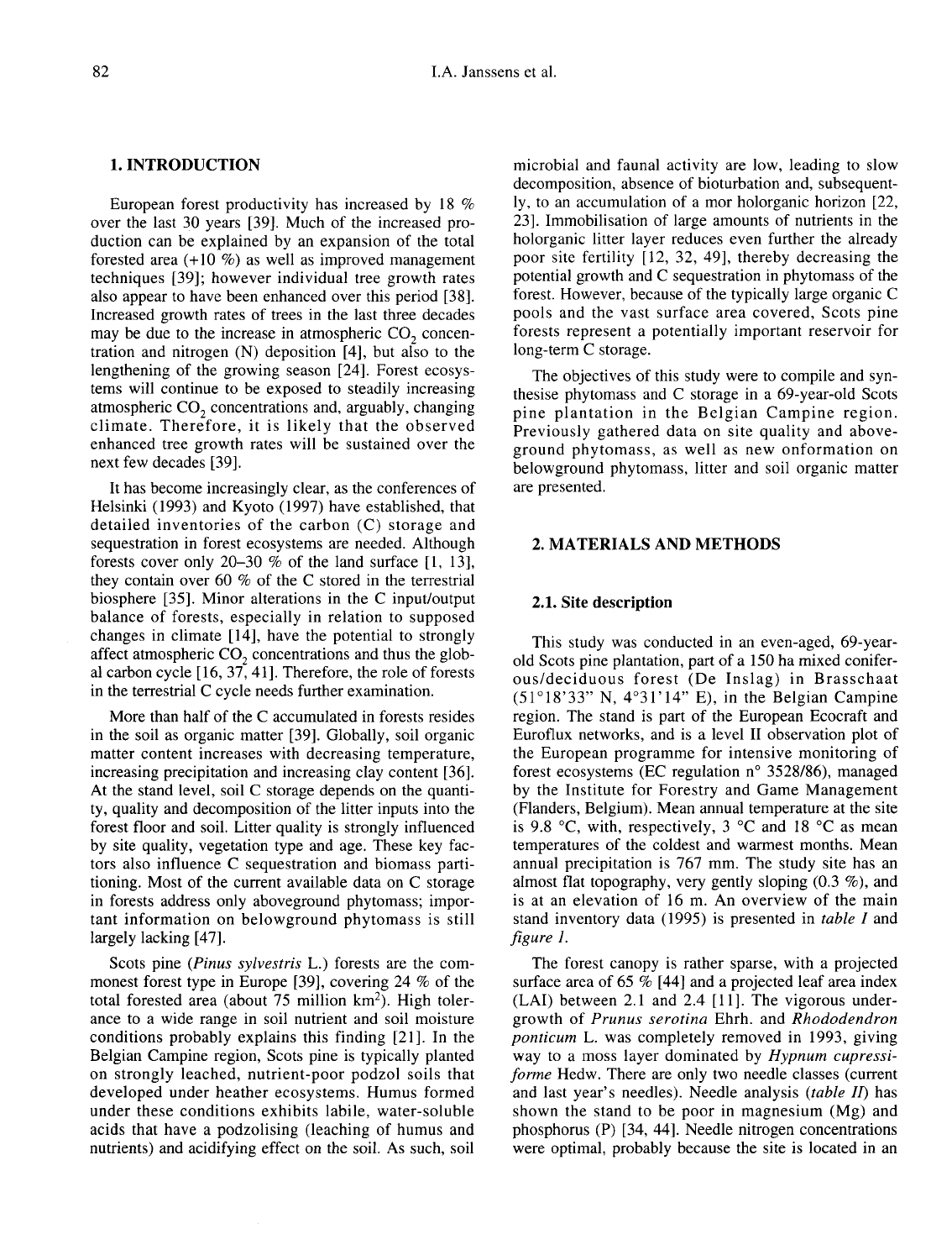## 1. INTRODUCTION

European forest productivity has increased by 18 % over the last 30 years [39]. Much of the increased production can be explained by an expansion of the total forested area (+10 %) as well as improved management techniques [39]; however individual tree growth rates also appear to have been enhanced over this period [38]. Increased growth rates of trees in the last three decades may be due to the increase in atmospheric $CO_2$ concentration and nitrogen (N) deposition [4], but also to the lengthening of the growing season [24]. Forest ecosystems will continue to be exposed to steadily increasing atmospheric $CO_2$ concentrations and, arguably, changing climate. Therefore, it is likely that the observed enhanced tree growth rates will be sustained over the next few decades [39].

It has become increasingly clear, as the conferences of Helsinki (1993) and Kyoto (1997) have established, that detailed inventories of the carbon (C) storage and sequestration in forest ecosystems are needed. Although forests cover only 20–30 % of the land surface [1, 13], they contain over 60 % of the C stored in the terrestrial biosphere [35]. Minor alterations in the C input/output balance of forests, especially in relation to supposed changes in climate [14], have the potential to strongly affect atmospheric $CO_2$ concentrations and thus the global carbon cycle [16, 37, 41]. Therefore, the role of forests in the terrestrial C cycle needs further examination.

More than half of the C accumulated in forests resides in the soil as organic matter [39]. Globally, soil organic matter content increases with decreasing temperature, increasing precipitation and increasing clay content [36]. At the stand level, soil C storage depends on the quantity, quality and decomposition of the litter inputs into the forest floor and soil. Litter quality is strongly influenced by site quality, vegetation type and age. These key factors also influence C sequestration and biomass partitioning. Most of the current available data on C storage in forests address only aboveground phytomass; important information on belowground phytomass is still largely lacking [47].

Scots pine (*Pinus sylvestris* L.) forests are the commonest forest type in Europe [39], covering 24 % of the total forested area (about 75 million $km^2$). High tolerance to a wide range in soil nutrient and soil moisture conditions probably explains this finding [21]. In the Belgian Campine region, Scots pine is typically planted on strongly leached, nutrient-poor podzol soils that developed under heather ecosystems. Humus formed under these conditions exhibits labile, water-soluble acids that have a podzolising (leaching of humus and nutrients) and acidifying effect on the soil. As such, soil microbial and faunal activity are low, leading to slow decomposition, absence of bioturbation and, subsequently, to an accumulation of a mor holorganic horizon [22, 23]. Immobilisation of large amounts of nutrients in the holorganic litter layer reduces even further the already poor site fertility [12, 32, 49], thereby decreasing the potential growth and C sequestration in phytomass of the forest. However, because of the typically large organic C pools and the vast surface area covered, Scots pine forests represent a potentially important reservoir for long-term C storage.

The objectives of this study were to compile and synthesise phytomass and C storage in a 69-year-old Scots pine plantation in the Belgian Campine region. Previously gathered data on site quality and aboveground phytomass, as well as new onformation on belowground phytomass, litter and soil organic matter are presented.

## 2. MATERIALS AND METHODS

### 2.1. Site description

This study was conducted in an even-aged, 69-year-old Scots pine plantation, part of a 150 ha mixed coniferous/deciduous forest (De Inslag) in Brasschaat (51°18'33" N, 4°31'14" E), in the Belgian Campine region. The stand is part of the European Ecocraft and Euroflux networks, and is a level II observation plot of the European programme for intensive monitoring of forest ecosystems (EC regulation n° 3528/86), managed by the Institute for Forestry and Game Management (Flanders, Belgium). Mean annual temperature at the site is 9.8 °C, with, respectively, 3 °C and 18 °C as mean temperatures of the coldest and warmest months. Mean annual precipitation is 767 mm. The study site has an almost flat topography, very gently sloping (0.3 %), and is at an elevation of 16 m. An overview of the main stand inventory data (1995) is presented in *table I* and *figure 1*.

The forest canopy is rather sparse, with a projected surface area of 65 % [44] and a projected leaf area index (LAI) between 2.1 and 2.4 [11]. The vigorous undergrowth of *Prunus serotina* Ehrh. and *Rhododendron ponticum* L. was completely removed in 1993, giving way to a moss layer dominated by *Hypnum cupressiforme* Hedw. There are only two needle classes (current and last year's needles). Needle analysis (*table II*) has shown the stand to be poor in magnesium (Mg) and phosphorus (P) [34, 44]. Needle nitrogen concentrations were optimal, probably because the site is located in an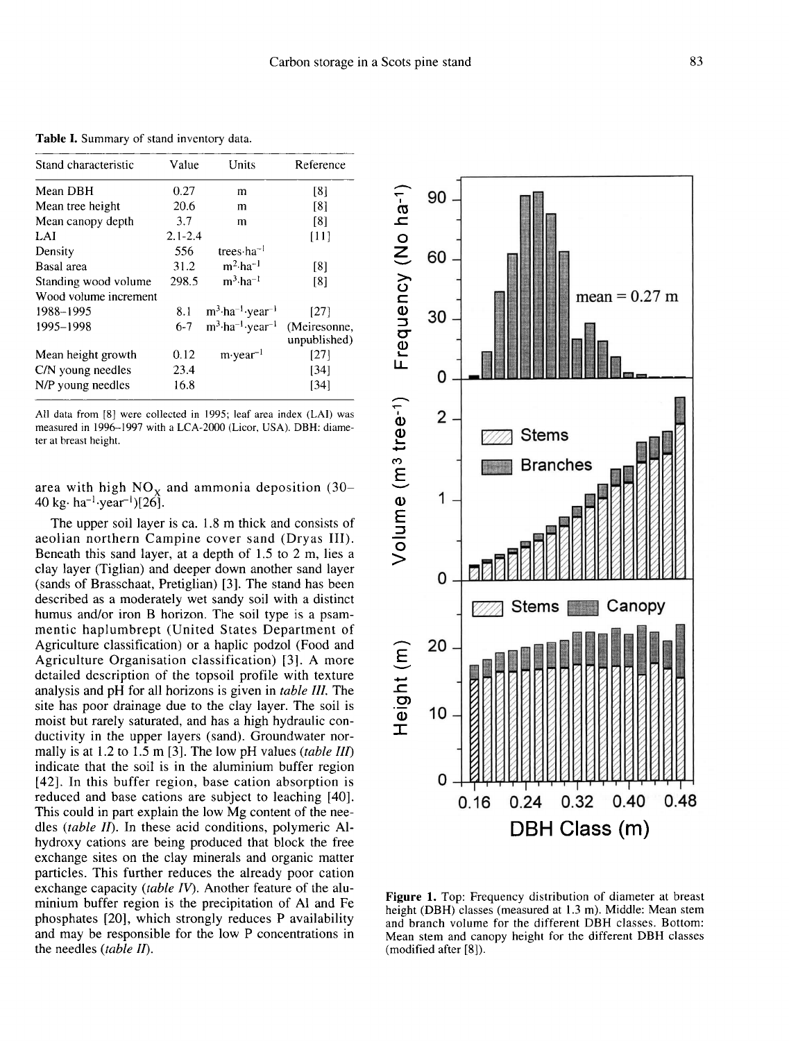**Table I.** Summary of stand inventory data.

| Stand characteristic | Value | Units | Reference |
|---|---|---|---|
| Mean DBH | 0.27 | m | [8] |
| Mean tree height | 20.6 | m | [8] |
| Mean canopy depth | 3.7 | m | [8] |
| LAI | 2.1-2.4 | | [11] |
| Density | 556 | trees·ha$^{-1}$ | |
| Basal area | 31.2 | m$^2$·ha$^{-1}$ | [8] |
| Standing wood volume | 298.5 | m$^3$·ha$^{-1}$ | [8] |
| Wood volume increment | | | |
| 1988–1995 | 8.1 | m$^3$·ha$^{-1}$·year$^{-1}$ | [27] |
| 1995–1998 | 6-7 | m$^3$·ha$^{-1}$·year$^{-1}$ | (Meiresonne, unpublished) |
| Mean height growth | 0.12 | m·year$^{-1}$ | [27] |
| C/N young needles | 23.4 | | [34] |
| N/P young needles | 16.8 | | [34] |

All data from [8] were collected in 1995; leaf area index (LAI) was measured in 1996–1997 with a LCA-2000 (Licor, USA). DBH: diameter at breast height.

area with high $NO_x$ and ammonia deposition (30–40 kg· ha$^{-1}$·year$^{-1}$)[26].

The upper soil layer is ca. 1.8 m thick and consists of aeolian northern Campine cover sand (Dryas III). Beneath this sand layer, at a depth of 1.5 to 2 m, lies a clay layer (Tiglian) and deeper down another sand layer (sands of Brasschaat, Pretiglian) [3]. The stand has been described as a moderately wet sandy soil with a distinct humus and/or iron B horizon. The soil type is a psammentic haplumbrept (United States Department of Agriculture classification) or a haplic podzol (Food and Agriculture Organisation classification) [3]. A more detailed description of the topsoil profile with texture analysis and pH for all horizons is given in *table III*. The site has poor drainage due to the clay layer. The soil is moist but rarely saturated, and has a high hydraulic conductivity in the upper layers (sand). Groundwater normally is at 1.2 to 1.5 m [3]. The low pH values (*table III*) indicate that the soil is in the aluminium buffer region [42]. In this buffer region, base cation absorption is reduced and base cations are subject to leaching [40]. This could in part explain the low Mg content of the needles (*table II*). In these acid conditions, polymeric Al-hydroxy cations are being produced that block the free exchange sites on the clay minerals and organic matter particles. This further reduces the already poor cation exchange capacity (*table IV*). Another feature of the aluminium buffer region is the precipitation of Al and Fe phosphates [20], which strongly reduces P availability and may be responsible for the low P concentrations in the needles (*table II*).

**Figure 1.** Top: Frequency distribution of diameter at breast height (DBH) classes (measured at 1.3 m). Middle: Mean stem and branch volume for the different DBH classes. Bottom: Mean stem and canopy height for the different DBH classes (modified after [8]).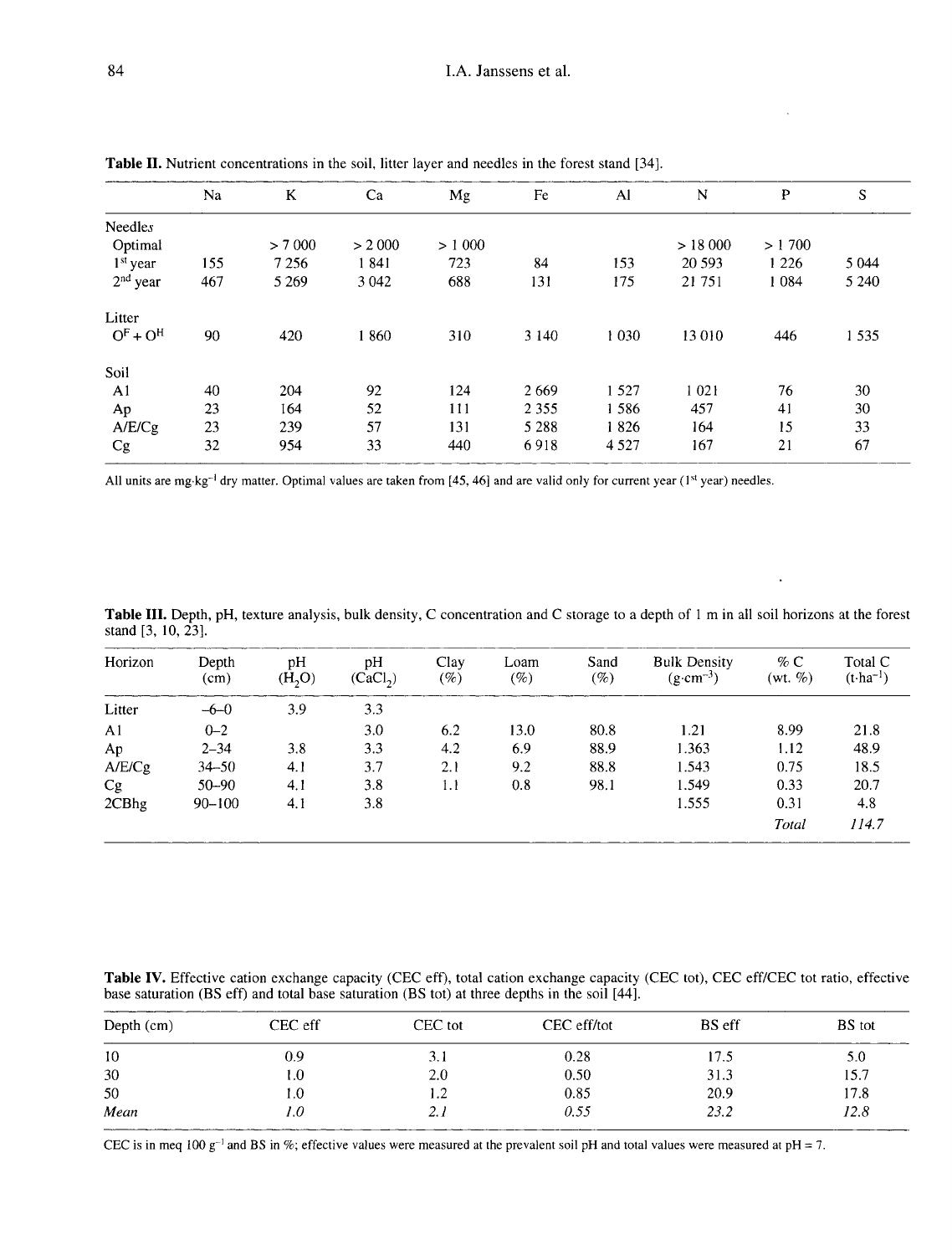**Table II.** Nutrient concentrations in the soil, litter layer and needles in the forest stand [34].

| | Na | K | Ca | Mg | Fe | Al | N | P | S |
|---|---|---|---|---|---|---|---|---|---|
| Needles | | | | | | | | | |
| Optimal | | > 7 000 | > 2 000 | > 1 000 | | | > 18 000 | > 1 700 | |
| 1st year | 155 | 7 256 | 1 841 | 723 | 84 | 153 | 20 593 | 1 226 | 5 044 |
| 2nd year | 467 | 5 269 | 3 042 | 688 | 131 | 175 | 21 751 | 1 084 | 5 240 |
| Litter | | | | | | | | | |
| $O^F + O^H$ | 90 | 420 | 1 860 | 310 | 3 140 | 1 030 | 13 010 | 446 | 1 535 |
| Soil | | | | | | | | | |
| A1 | 40 | 204 | 92 | 124 | 2 669 | 1 527 | 1 021 | 76 | 30 |
| Ap | 23 | 164 | 52 | 111 | 2 355 | 1 586 | 457 | 41 | 30 |
| A/E/Cg | 23 | 239 | 57 | 131 | 5 288 | 1 826 | 164 | 15 | 33 |
| Cg | 32 | 954 | 33 | 440 | 6 918 | 4 527 | 167 | 21 | 67 |

All units are $mg \cdot kg^{-1}$ dry matter. Optimal values are taken from [45, 46] and are valid only for current year (1st year) needles.

**Table III.** Depth, pH, texture analysis, bulk density, C concentration and C storage to a depth of 1 m in all soil horizons at the forest stand [3, 10, 23].

| Horizon | Depth (cm) | pH ($H_2O$) | pH ($CaCl_2$) | Clay (%) | Loam (%) | Sand (%) | Bulk Density ($g \cdot cm^{-3}$) | % C (wt. %) | Total C ($t \cdot ha^{-1}$) |
|---|---|---|---|---|---|---|---|---|---|
| Litter | -6–0 | 3.9 | 3.3 | | | | | | |
| A1 | 0–2 | | 3.0 | 6.2 | 13.0 | 80.8 | 1.21 | 8.99 | 21.8 |
| Ap | 2–34 | 3.8 | 3.3 | 4.2 | 6.9 | 88.9 | 1.363 | 1.12 | 48.9 |
| A/E/Cg | 34–50 | 4.1 | 3.7 | 2.1 | 9.2 | 88.8 | 1.543 | 0.75 | 18.5 |
| Cg | 50–90 | 4.1 | 3.8 | 1.1 | 0.8 | 98.1 | 1.549 | 0.33 | 20.7 |
| 2CBhg | 90–100 | 4.1 | 3.8 | | | | 1.555 | 0.31 | 4.8 |
| | | | | | | | | *Total* | *114.7* |

**Table IV.** Effective cation exchange capacity (CEC eff), total cation exchange capacity (CEC tot), CEC eff/CEC tot ratio, effective base saturation (BS eff) and total base saturation (BS tot) at three depths in the soil [44].

| Depth (cm) | CEC eff | CEC tot | CEC eff/tot | BS eff | BS tot |
|---|---|---|---|---|---|
| 10 | 0.9 | 3.1 | 0.28 | 17.5 | 5.0 |
| 30 | 1.0 | 2.0 | 0.50 | 31.3 | 15.7 |
| 50 | 1.0 | 1.2 | 0.85 | 20.9 | 17.8 |
| *Mean* | *1.0* | *2.1* | *0.55* | *23.2* | *12.8* |

CEC is in meq 100 $g^{-1}$ and BS in %; effective values were measured at the prevalent soil pH and total values were measured at pH = 7.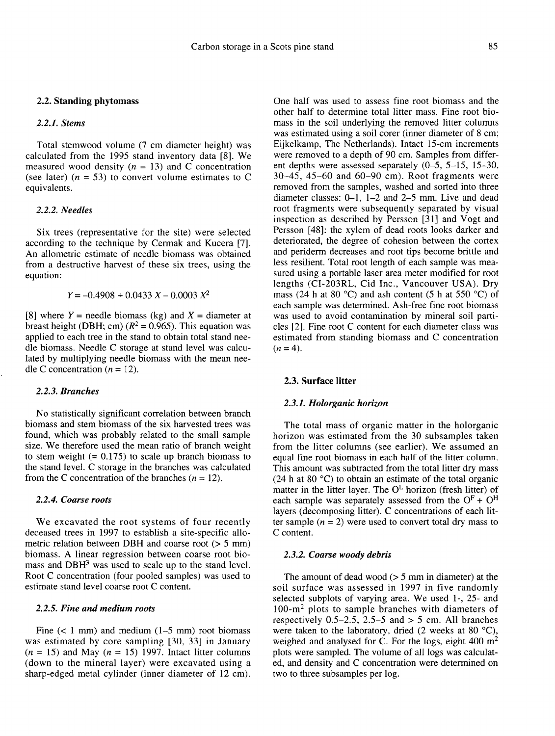## 2.2. Standing phytomass

### 2.2.1. Stems

Total stemwood volume (7 cm diameter height) was calculated from the 1995 stand inventory data [8]. We measured wood density ($n = 13$) and C concentration (see later) ($n = 53$) to convert volume estimates to C equivalents.

### 2.2.2. Needles

Six trees (representative for the site) were selected according to the technique by Cermak and Kucera [7]. An allometric estimate of needle biomass was obtained from a destructive harvest of these six trees, using the equation:

$$Y = -0.4908 + 0.0433\,X - 0.0003\,X^2$$

[8] where $Y$ = needle biomass (kg) and $X$ = diameter at breast height (DBH; cm) ($R^2 = 0.965$). This equation was applied to each tree in the stand to obtain total stand needle biomass. Needle C storage at stand level was calculated by multiplying needle biomass with the mean needle C concentration ($n = 12$).

### 2.2.3. Branches

No statistically significant correlation between branch biomass and stem biomass of the six harvested trees was found, which was probably related to the small sample size. We therefore used the mean ratio of branch weight to stem weight (= 0.175) to scale up branch biomass to the stand level. C storage in the branches was calculated from the C concentration of the branches ($n = 12$).

### 2.2.4. Coarse roots

We excavated the root systems of four recently deceased trees in 1997 to establish a site-specific allometric relation between DBH and coarse root (> 5 mm) biomass. A linear regression between coarse root biomass and $DBH^3$ was used to scale up to the stand level. Root C concentration (four pooled samples) was used to estimate stand level coarse root C content.

### 2.2.5. Fine and medium roots

Fine (< 1 mm) and medium (1–5 mm) root biomass was estimated by core sampling [30, 33] in January ($n = 15$) and May ($n = 15$) 1997. Intact litter columns (down to the mineral layer) were excavated using a sharp-edged metal cylinder (inner diameter of 12 cm). One half was used to assess fine root biomass and the other half to determine total litter mass. Fine root biomass in the soil underlying the removed litter columns was estimated using a soil corer (inner diameter of 8 cm; Eijkelkamp, The Netherlands). Intact 15-cm increments were removed to a depth of 90 cm. Samples from different depths were assessed separately (0–5, 5–15, 15–30, 30–45, 45–60 and 60–90 cm). Root fragments were removed from the samples, washed and sorted into three diameter classes: 0–1, 1–2 and 2–5 mm. Live and dead root fragments were subsequently separated by visual inspection as described by Persson [31] and Vogt and Persson [48]: the xylem of dead roots looks darker and deteriorated, the degree of cohesion between the cortex and periderm decreases and root tips become brittle and less resilient. Total root length of each sample was measured using a portable laser area meter modified for root lengths (CI-203RL, Cid Inc., Vancouver USA). Dry mass (24 h at 80 °C) and ash content (5 h at 550 °C) of each sample was determined. Ash-free fine root biomass was used to avoid contamination by mineral soil particles [2]. Fine root C content for each diameter class was estimated from standing biomass and C concentration ($n = 4$).

## 2.3. Surface litter

### 2.3.1. Holorganic horizon

The total mass of organic matter in the holorganic horizon was estimated from the 30 subsamples taken from the litter columns (see earlier). We assumed an equal fine root biomass in each half of the litter column. This amount was subtracted from the total litter dry mass (24 h at 80 °C) to obtain an estimate of the total organic matter in the litter layer. The $O^L$ horizon (fresh litter) of each sample was separately assessed from the $O^F + O^H$ layers (decomposing litter). C concentrations of each litter sample ($n = 2$) were used to convert total dry mass to C content.

### 2.3.2. Coarse woody debris

The amount of dead wood (> 5 mm in diameter) at the soil surface was assessed in 1997 in five randomly selected subplots of varying area. We used 1-, 25- and 100-$m^2$ plots to sample branches with diameters of respectively 0.5–2.5, 2.5–5 and > 5 cm. All branches were taken to the laboratory, dried (2 weeks at 80 °C), weighed and analysed for C. For the logs, eight 400 $m^2$ plots were sampled. The volume of all logs was calculated, and density and C concentration were determined on two to three subsamples per log.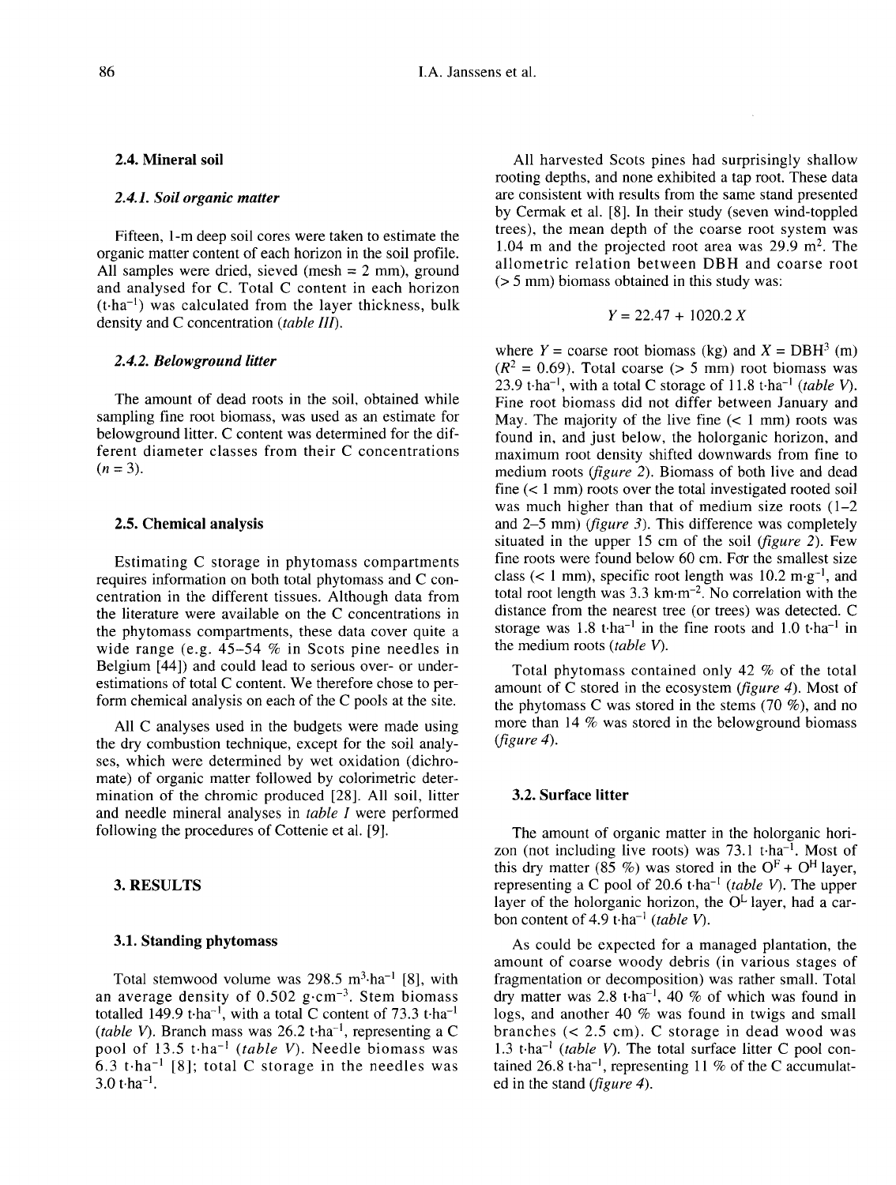### 2.4. Mineral soil

#### 2.4.1. Soil organic matter

Fifteen, 1-m deep soil cores were taken to estimate the organic matter content of each horizon in the soil profile. All samples were dried, sieved (mesh = 2 mm), ground and analysed for C. Total C content in each horizon ($t \cdot ha^{-1}$) was calculated from the layer thickness, bulk density and C concentration (*table III*).

#### 2.4.2. Belowground litter

The amount of dead roots in the soil, obtained while sampling fine root biomass, was used as an estimate for belowground litter. C content was determined for the different diameter classes from their C concentrations ($n = 3$).

### 2.5. Chemical analysis

Estimating C storage in phytomass compartments requires information on both total phytomass and C concentration in the different tissues. Although data from the literature were available on the C concentrations in the phytomass compartments, these data cover quite a wide range (e.g. 45–54 % in Scots pine needles in Belgium [44]) and could lead to serious over- or underestimations of total C content. We therefore chose to perform chemical analysis on each of the C pools at the site.

All C analyses used in the budgets were made using the dry combustion technique, except for the soil analyses, which were determined by wet oxidation (dichromate) of organic matter followed by colorimetric determination of the chromic produced [28]. All soil, litter and needle mineral analyses in *table I* were performed following the procedures of Cottenie et al. [9].

## 3. RESULTS

### 3.1. Standing phytomass

Total stemwood volume was 298.5 $m^3 \cdot ha^{-1}$ [8], with an average density of 0.502 $g \cdot cm^{-3}$. Stem biomass totalled 149.9 $t \cdot ha^{-1}$, with a total C content of 73.3 $t \cdot ha^{-1}$ (*table V*). Branch mass was 26.2 $t \cdot ha^{-1}$, representing a C pool of 13.5 $t \cdot ha^{-1}$ (*table V*). Needle biomass was 6.3 $t \cdot ha^{-1}$ [8]; total C storage in the needles was 3.0 $t \cdot ha^{-1}$.

All harvested Scots pines had surprisingly shallow rooting depths, and none exhibited a tap root. These data are consistent with results from the same stand presented by Cermak et al. [8]. In their study (seven wind-toppled trees), the mean depth of the coarse root system was 1.04 m and the projected root area was 29.9 $m^2$. The allometric relation between DBH and coarse root (> 5 mm) biomass obtained in this study was:

$$Y = 22.47 + 1020.2\,X$$

where $Y$ = coarse root biomass (kg) and $X = DBH^3$ (m) ($R^2 = 0.69$). Total coarse (> 5 mm) root biomass was 23.9 $t \cdot ha^{-1}$, with a total C storage of 11.8 $t \cdot ha^{-1}$ (*table V*). Fine root biomass did not differ between January and May. The majority of the live fine (< 1 mm) roots was found in, and just below, the holorganic horizon, and maximum root density shifted downwards from fine to medium roots (*figure 2*). Biomass of both live and dead fine (< 1 mm) roots over the total investigated rooted soil was much higher than that of medium size roots (1–2 and 2–5 mm) (*figure 3*). This difference was completely situated in the upper 15 cm of the soil (*figure 2*). Few fine roots were found below 60 cm. For the smallest size class (< 1 mm), specific root length was 10.2 $m \cdot g^{-1}$, and total root length was 3.3 $km \cdot m^{-2}$. No correlation with the distance from the nearest tree (or trees) was detected. C storage was 1.8 $t \cdot ha^{-1}$ in the fine roots and 1.0 $t \cdot ha^{-1}$ in the medium roots (*table V*).

Total phytomass contained only 42 % of the total amount of C stored in the ecosystem (*figure 4*). Most of the phytomass C was stored in the stems (70 %), and no more than 14 % was stored in the belowground biomass (*figure 4*).

### 3.2. Surface litter

The amount of organic matter in the holorganic horizon (not including live roots) was 73.1 $t \cdot ha^{-1}$. Most of this dry matter (85 %) was stored in the $O^F + O^H$ layer, representing a C pool of 20.6 $t \cdot ha^{-1}$ (*table V*). The upper layer of the holorganic horizon, the $O^L$ layer, had a carbon content of 4.9 $t \cdot ha^{-1}$ (*table V*).

As could be expected for a managed plantation, the amount of coarse woody debris (in various stages of fragmentation or decomposition) was rather small. Total dry matter was 2.8 $t \cdot ha^{-1}$, 40 % of which was found in logs, and another 40 % was found in twigs and small branches (< 2.5 cm). C storage in dead wood was 1.3 $t \cdot ha^{-1}$ (*table V*). The total surface litter C pool contained 26.8 $t \cdot ha^{-1}$, representing 11 % of the C accumulated in the stand (*figure 4*).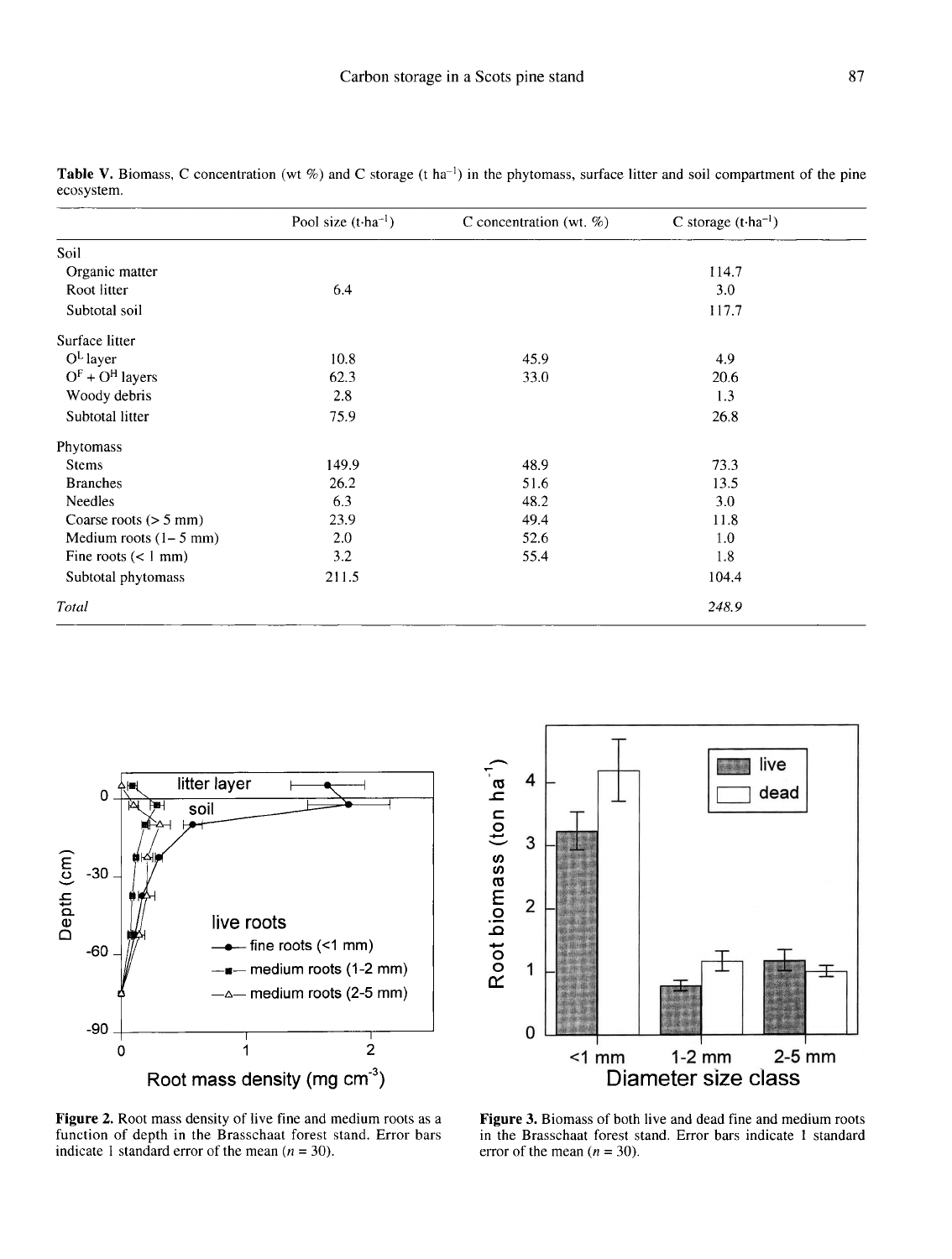**Table V.** Biomass, C concentration (wt %) and C storage (t ha$^{-1}$) in the phytomass, surface litter and soil compartment of the pine ecosystem.

| | Pool size (t·ha$^{-1}$) | C concentration (wt. %) | C storage (t·ha$^{-1}$) |
|---|---|---|---|
| Soil | | | |
| Organic matter | | | 114.7 |
| Root litter | 6.4 | | 3.0 |
| Subtotal soil | | | 117.7 |
| Surface litter | | | |
| $O^L$ layer | 10.8 | 45.9 | 4.9 |
| $O^F + O^H$ layers | 62.3 | 33.0 | 20.6 |
| Woody debris | 2.8 | | 1.3 |
| Subtotal litter | 75.9 | | 26.8 |
| Phytomass | | | |
| Stems | 149.9 | 48.9 | 73.3 |
| Branches | 26.2 | 51.6 | 13.5 |
| Needles | 6.3 | 48.2 | 3.0 |
| Coarse roots (> 5 mm) | 23.9 | 49.4 | 11.8 |
| Medium roots (1– 5 mm) | 2.0 | 52.6 | 1.0 |
| Fine roots (< 1 mm) | 3.2 | 55.4 | 1.8 |
| Subtotal phytomass | 211.5 | | 104.4 |
| *Total* | | | *248.9* |

**Figure 2.** Root mass density of live fine and medium roots as a function of depth in the Brasschaat forest stand. Error bars indicate 1 standard error of the mean ($n$ = 30).

**Figure 3.** Biomass of both live and dead fine and medium roots in the Brasschaat forest stand. Error bars indicate 1 standard error of the mean ($n$ = 30).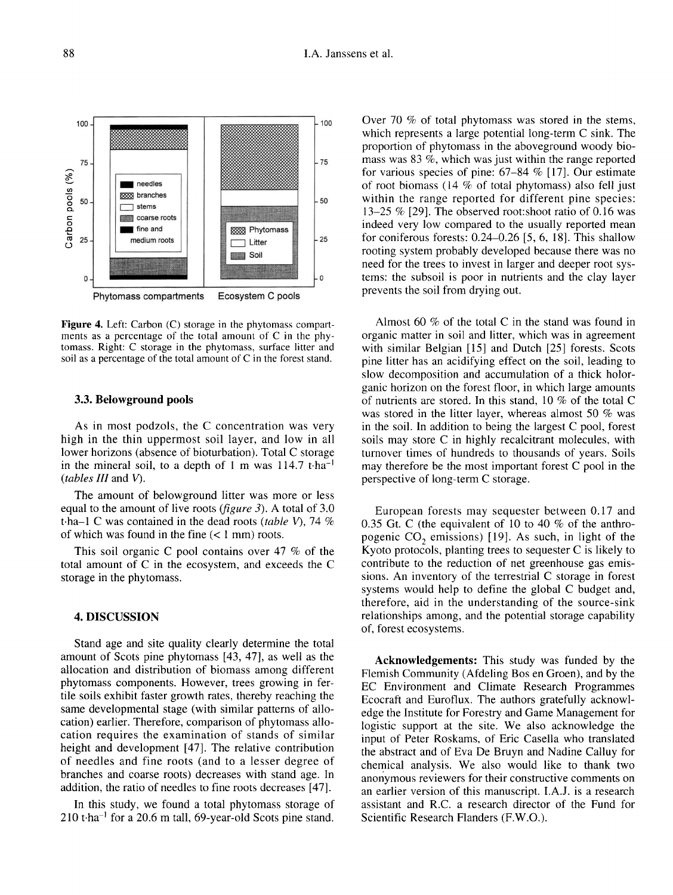Figure 4. Left: Carbon (C) storage in the phytomass compartments as a percentage of the total amount of C in the phytomass. Right: C storage in the phytomass, surface litter and soil as a percentage of the total amount of C in the forest stand.

### 3.3. Belowground pools

As in most podzols, the C concentration was very high in the thin uppermost soil layer, and low in all lower horizons (absence of bioturbation). Total C storage in the mineral soil, to a depth of 1 m was 114.7 t·ha$^{-1}$ (*tables III* and *V*).

The amount of belowground litter was more or less equal to the amount of live roots (*figure 3*). A total of 3.0 t·ha–1 C was contained in the dead roots (*table V*), 74 % of which was found in the fine (< 1 mm) roots.

This soil organic C pool contains over 47 % of the total amount of C in the ecosystem, and exceeds the C storage in the phytomass.

## 4. DISCUSSION

Stand age and site quality clearly determine the total amount of Scots pine phytomass [43, 47], as well as the allocation and distribution of biomass among different phytomass components. However, trees growing in fertile soils exhibit faster growth rates, thereby reaching the same developmental stage (with similar patterns of allocation) earlier. Therefore, comparison of phytomass allocation requires the examination of stands of similar height and development [47]. The relative contribution of needles and fine roots (and to a lesser degree of branches and coarse roots) decreases with stand age. In addition, the ratio of needles to fine roots decreases [47].

In this study, we found a total phytomass storage of 210 t·ha$^{-1}$ for a 20.6 m tall, 69-year-old Scots pine stand. Over 70 % of total phytomass was stored in the stems, which represents a large potential long-term C sink. The proportion of phytomass in the aboveground woody biomass was 83 %, which was just within the range reported for various species of pine: 67–84 % [17]. Our estimate of root biomass (14 % of total phytomass) also fell just within the range reported for different pine species: 13–25 % [29]. The observed root:shoot ratio of 0.16 was indeed very low compared to the usually reported mean for coniferous forests: 0.24–0.26 [5, 6, 18]. This shallow rooting system probably developed because there was no need for the trees to invest in larger and deeper root systems: the subsoil is poor in nutrients and the clay layer prevents the soil from drying out.

Almost 60 % of the total C in the stand was found in organic matter in soil and litter, which was in agreement with similar Belgian [15] and Dutch [25] forests. Scots pine litter has an acidifying effect on the soil, leading to slow decomposition and accumulation of a thick holorganic horizon on the forest floor, in which large amounts of nutrients are stored. In this stand, 10 % of the total C was stored in the litter layer, whereas almost 50 % was in the soil. In addition to being the largest C pool, forest soils may store C in highly recalcitrant molecules, with turnover times of hundreds to thousands of years. Soils may therefore be the most important forest C pool in the perspective of long-term C storage.

European forests may sequester between 0.17 and 0.35 Gt. C (the equivalent of 10 to 40 % of the anthropogenic $CO_2$ emissions) [19]. As such, in light of the Kyoto protocols, planting trees to sequester C is likely to contribute to the reduction of net greenhouse gas emissions. An inventory of the terrestrial C storage in forest systems would help to define the global C budget and, therefore, aid in the understanding of the source-sink relationships among, and the potential storage capability of, forest ecosystems.

**Acknowledgements:** This study was funded by the Flemish Community (Afdeling Bos en Groen), and by the EC Environment and Climate Research Programmes Ecocraft and Euroflux. The authors gratefully acknowledge the Institute for Forestry and Game Management for logistic support at the site. We also acknowledge the input of Peter Roskams, of Eric Casella who translated the abstract and of Eva De Bruyn and Nadine Calluy for chemical analysis. We also would like to thank two anonymous reviewers for their constructive comments on an earlier version of this manuscript. I.A.J. is a research assistant and R.C. a research director of the Fund for Scientific Research Flanders (F.W.O.).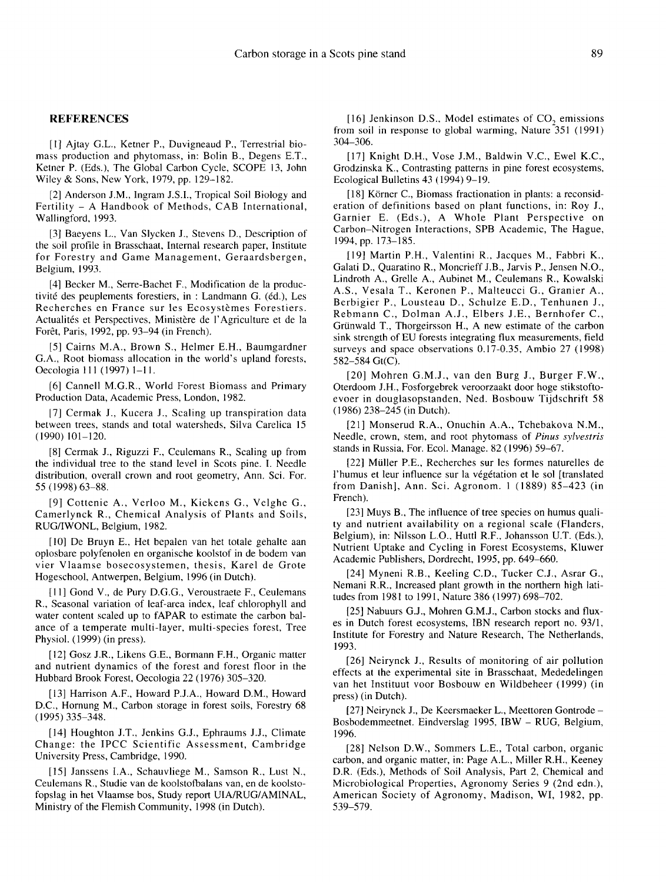## REFERENCES

[1] Ajtay G.L., Ketner P., Duvigneaud P., Terrestrial biomass production and phytomass, in: Bolin B., Degens E.T., Ketner P. (Eds.), The Global Carbon Cycle, SCOPE 13, John Wiley & Sons, New York, 1979, pp. 129–182.

[2] Anderson J.M., Ingram J.S.I., Tropical Soil Biology and Fertility – A Handbook of Methods, CAB International, Wallingford, 1993.

[3] Baeyens L., Van Slycken J., Stevens D., Description of the soil profile in Brasschaat, Internal research paper, Institute for Forestry and Game Management, Geraardsbergen, Belgium, 1993.

[4] Becker M., Serre-Bachet F., Modification de la productivité des peuplements forestiers, in : Landmann G. (éd.), Les Recherches en France sur les Ecosystèmes Forestiers. Actualités et Perspectives, Ministère de l'Agriculture et de la Forêt, Paris, 1992, pp. 93–94 (in French).

[5] Cairns M.A., Brown S., Helmer E.H., Baumgardner G.A., Root biomass allocation in the world's upland forests, Oecologia 111 (1997) 1–11.

[6] Cannell M.G.R., World Forest Biomass and Primary Production Data, Academic Press, London, 1982.

[7] Cermak J., Kucera J., Scaling up transpiration data between trees, stands and total watersheds, Silva Carelica 15 (1990) 101–120.

[8] Cermak J., Riguzzi F., Ceulemans R., Scaling up from the individual tree to the stand level in Scots pine. I. Needle distribution, overall crown and root geometry, Ann. Sci. For. 55 (1998) 63–88.

[9] Cottenie A., Verloo M., Kiekens G., Velghe G., Camerlynck R., Chemical Analysis of Plants and Soils, RUG/IWONL, Belgium, 1982.

[10] De Bruyn E., Het bepalen van het totale gehalte aan oplosbare polyfenolen en organische koolstof in de bodem van vier Vlaamse bosecosystemen, thesis, Karel de Grote Hogeschool, Antwerpen, Belgium, 1996 (in Dutch).

[11] Gond V., de Pury D.G.G., Veroustraete F., Ceulemans R., Seasonal variation of leaf-area index, leaf chlorophyll and water content scaled up to fAPAR to estimate the carbon balance of a temperate multi-layer, multi-species forest, Tree Physiol. (1999) (in press).

[12] Gosz J.R., Likens G.E., Bormann F.H., Organic matter and nutrient dynamics of the forest and forest floor in the Hubbard Brook Forest, Oecologia 22 (1976) 305–320.

[13] Harrison A.F., Howard P.J.A., Howard D.M., Howard D.C., Hornung M., Carbon storage in forest soils, Forestry 68 (1995) 335–348.

[14] Houghton J.T., Jenkins G.J., Ephraums J.J., Climate Change: the IPCC Scientific Assessment, Cambridge University Press, Cambridge, 1990.

[15] Janssens I.A., Schauvliege M., Samson R., Lust N., Ceulemans R., Studie van de koolstofbalans van, en de koolstofopslag in het Vlaamse bos, Study report UIA/RUG/AMINAL, Ministry of the Flemish Community, 1998 (in Dutch).

[16] Jenkinson D.S., Model estimates of $CO_2$ emissions from soil in response to global warming, Nature 351 (1991) 304–306.

[17] Knight D.H., Vose J.M., Baldwin V.C., Ewel K.C., Grodzinska K., Contrasting patterns in pine forest ecosystems, Ecological Bulletins 43 (1994) 9–19.

[18] Körner C., Biomass fractionation in plants: a reconsideration of definitions based on plant functions, in: Roy J., Garnier E. (Eds.), A Whole Plant Perspective on Carbon–Nitrogen Interactions, SPB Academic, The Hague, 1994, pp. 173–185.

[19] Martin P.H., Valentini R., Jacques M., Fabbri K., Galati D., Quaratino R., Moncrieff J.B., Jarvis P., Jensen N.O., Lindroth A., Grelle A., Aubinet M., Ceulemans R., Kowalski A.S., Vesala T., Keronen P., Malteucci G., Granier A., Berbigier P., Lousteau D., Schulze E.D., Tenhunen J., Rebmann C., Dolman A.J., Elbers J.E., Bernhofer C., Grünwald T., Thorgeirsson H., A new estimate of the carbon sink strength of EU forests integrating flux measurements, field surveys and space observations 0.17-0.35, Ambio 27 (1998) 582–584 Gt(C).

[20] Mohren G.M.J., van den Burg J., Burger F.W., Oterdoom J.H., Fosforgebrek veroorzaakt door hoge stikstoftoevoer in douglasopstanden, Ned. Bosbouw Tijdschrift 58 (1986) 238–245 (in Dutch).

[21] Monserud R.A., Onuchin A.A., Tchebakova N.M., Needle, crown, stem, and root phytomass of *Pinus sylvestris* stands in Russia, For. Ecol. Manage. 82 (1996) 59–67.

[22] Müller P.E., Recherches sur les formes naturelles de l'humus et leur influence sur la végétation et le sol [translated from Danish], Ann. Sci. Agronom. 1 (1889) 85–423 (in French).

[23] Muys B., The influence of tree species on humus quality and nutrient availability on a regional scale (Flanders, Belgium), in: Nilsson L.O., Huttl R.F., Johansson U.T. (Eds.), Nutrient Uptake and Cycling in Forest Ecosystems, Kluwer Academic Publishers, Dordrecht, 1995, pp. 649–660.

[24] Myneni R.B., Keeling C.D., Tucker C.J., Asrar G., Nemani R.R., Increased plant growth in the northern high latitudes from 1981 to 1991, Nature 386 (1997) 698–702.

[25] Nabuurs G.J., Mohren G.M.J., Carbon stocks and fluxes in Dutch forest ecosystems, IBN research report no. 93/1, Institute for Forestry and Nature Research, The Netherlands, 1993.

[26] Neirynck J., Results of monitoring of air pollution effects at the experimental site in Brasschaat, Mededelingen van het Instituut voor Bosbouw en Wildbeheer (1999) (in press) (in Dutch).

[27] Neirynck J., De Keersmaeker L., Meettoren Gontrode – Bosbodemmeetnet. Eindverslag 1995, IBW – RUG, Belgium, 1996.

[28] Nelson D.W., Sommers L.E., Total carbon, organic carbon, and organic matter, in: Page A.L., Miller R.H., Keeney D.R. (Eds.), Methods of Soil Analysis, Part 2, Chemical and Microbiological Properties, Agronomy Series 9 (2nd edn.), American Society of Agronomy, Madison, WI, 1982, pp. 539–579.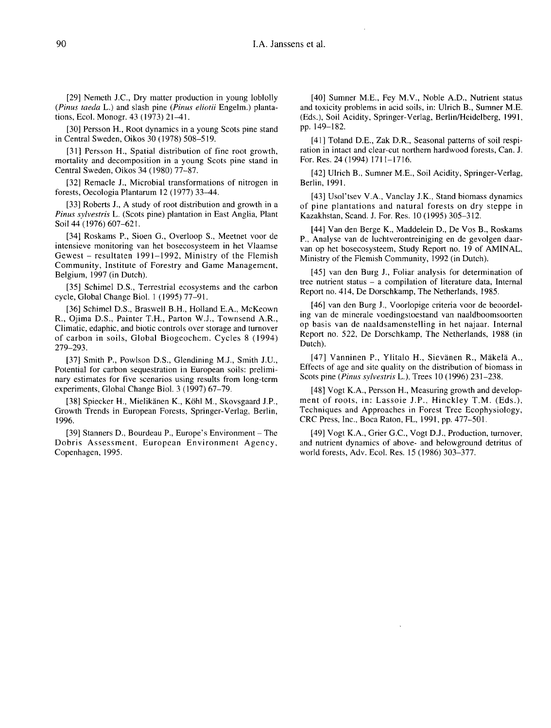[29] Nemeth J.C., Dry matter production in young loblolly (*Pinus taeda* L.) and slash pine (*Pinus eliotii* Engelm.) plantations, Ecol. Monogr. 43 (1973) 21–41.

[30] Persson H., Root dynamics in a young Scots pine stand in Central Sweden, Oikos 30 (1978) 508–519.

[31] Persson H., Spatial distribution of fine root growth, mortality and decomposition in a young Scots pine stand in Central Sweden, Oikos 34 (1980) 77–87.

[32] Remacle J., Microbial transformations of nitrogen in forests, Oecologia Plantarum 12 (1977) 33–44.

[33] Roberts J., A study of root distribution and growth in a *Pinus sylvestris* L. (Scots pine) plantation in East Anglia, Plant Soil 44 (1976) 607–621.

[34] Roskams P., Sioen G., Overloop S., Meetnet voor de intensieve monitoring van het bosecosysteem in het Vlaamse Gewest – resultaten 1991–1992, Ministry of the Flemish Community, Institute of Forestry and Game Management, Belgium, 1997 (in Dutch).

[35] Schimel D.S., Terrestrial ecosystems and the carbon cycle, Global Change Biol. 1 (1995) 77–91.

[36] Schimel D.S., Braswell B.H., Holland E.A., McKeown R., Ojima D.S., Painter T.H., Parton W.J., Townsend A.R., Climatic, edaphic, and biotic controls over storage and turnover of carbon in soils, Global Biogeochem. Cycles 8 (1994) 279–293.

[37] Smith P., Powlson D.S., Glendining M.J., Smith J.U., Potential for carbon sequestration in European soils: preliminary estimates for five scenarios using results from long-term experiments, Global Change Biol. 3 (1997) 67–79.

[38] Spiecker H., Mielikänen K., Köhl M., Skovsgaard J.P., Growth Trends in European Forests, Springer-Verlag, Berlin, 1996.

[39] Stanners D., Bourdeau P., Europe's Environment – The Dobris Assessment, European Environment Agency, Copenhagen, 1995.

[40] Sumner M.E., Fey M.V., Noble A.D., Nutrient status and toxicity problems in acid soils, in: Ulrich B., Sumner M.E. (Eds.), Soil Acidity, Springer-Verlag, Berlin/Heidelberg, 1991, pp. 149–182.

[41] Toland D.E., Zak D.R., Seasonal patterns of soil respiration in intact and clear-cut northern hardwood forests, Can. J. For. Res. 24 (1994) 1711–1716.

[42] Ulrich B., Sumner M.E., Soil Acidity, Springer-Verlag, Berlin, 1991.

[43] Usol'tsev V.A., Vanclay J.K., Stand biomass dynamics of pine plantations and natural forests on dry steppe in Kazakhstan, Scand. J. For. Res. 10 (1995) 305–312.

[44] Van den Berge K., Maddelein D., De Vos B., Roskams P., Analyse van de luchtverontreiniging en de gevolgen daarvan op het bosecosysteem, Study Report no. 19 of AMINAL, Ministry of the Flemish Community, 1992 (in Dutch).

[45] van den Burg J., Foliar analysis for determination of tree nutrient status – a compilation of literature data, Internal Report no. 414, De Dorschkamp, The Netherlands, 1985.

[46] van den Burg J., Voorlopige criteria voor de beoordeling van de minerale voedingstoestand van naaldboomsoorten op basis van de naaldsamenstelling in het najaar. Internal Report no. 522, De Dorschkamp, The Netherlands, 1988 (in Dutch).

[47] Vanninen P., Ylitalo H., Sievänen R., Mäkelä A., Effects of age and site quality on the distribution of biomass in Scots pine (*Pinus sylvestris* L.), Trees 10 (1996) 231–238.

[48] Vogt K.A., Persson H., Measuring growth and development of roots, in: Lassoie J.P., Hinckley T.M. (Eds.), Techniques and Approaches in Forest Tree Ecophysiology, CRC Press, Inc., Boca Raton, FL, 1991, pp. 477–501.

[49] Vogt K.A., Grier G.C., Vogt D.J., Production, turnover, and nutrient dynamics of above- and belowground detritus of world forests, Adv. Ecol. Res. 15 (1986) 303–377.